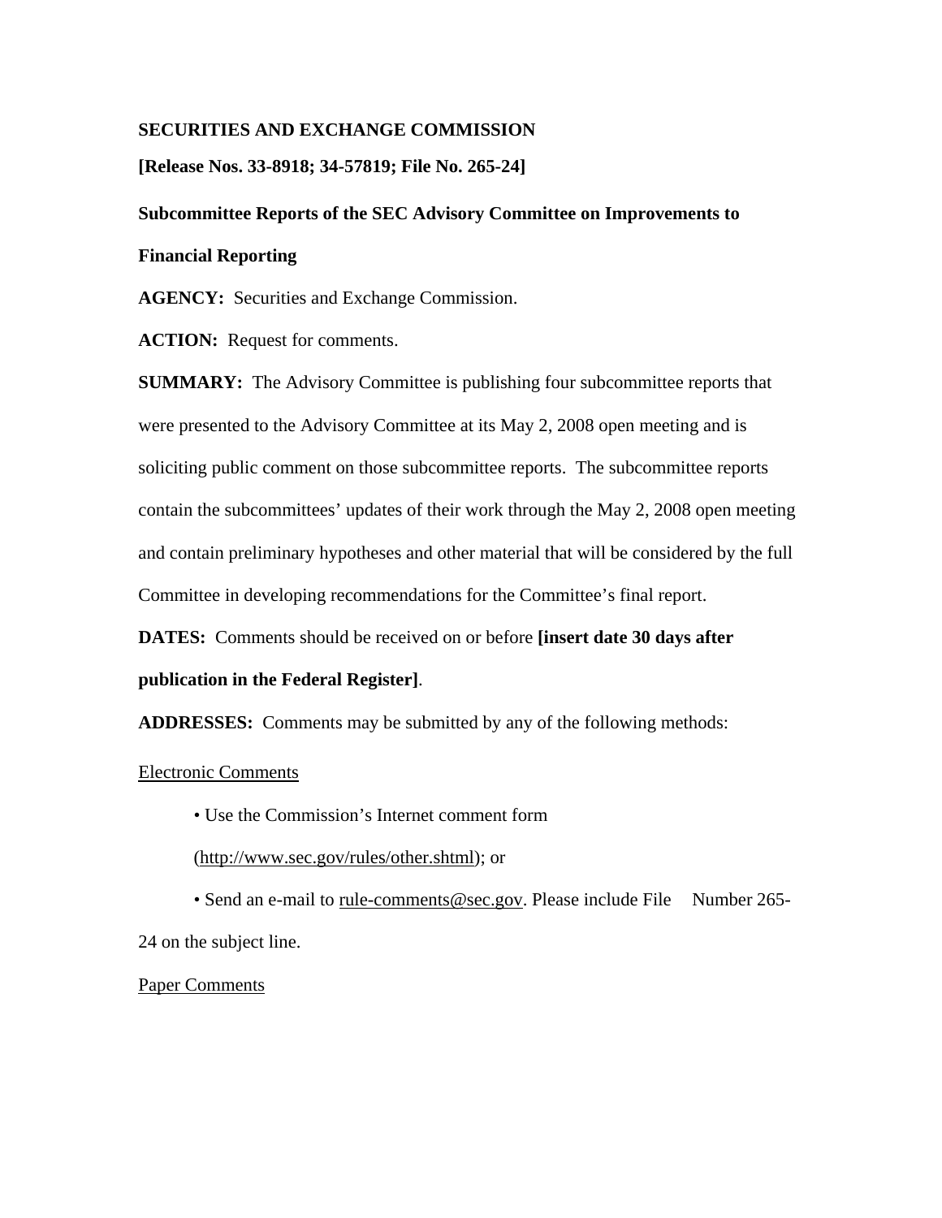**SECURITIES AND EXCHANGE COMMISSION**

**[Release Nos. 33-8918; 34-57819; File No. 265-24]**

**Subcommittee Reports of the SEC Advisory Committee on Improvements to Financial Reporting**

**AGENCY:** Securities and Exchange Commission.

**ACTION:** Request for comments.

**SUMMARY:** The Advisory Committee is publishing four subcommittee reports that were presented to the Advisory Committee at its May 2, 2008 open meeting and is soliciting public comment on those subcommittee reports. The subcommittee reports contain the subcommittees' updates of their work through the May 2, 2008 open meeting and contain preliminary hypotheses and other material that will be considered by the full Committee in developing recommendations for the Committee's final report.

**DATES:** Comments should be received on or before **[insert date 30 days after publication in the Federal Register]**.

**ADDRESSES:** Comments may be submitted by any of the following methods:

Electronic Comments

- Use the Commission's Internet comment form (http://www.sec.gov/rules/other.shtml); or
- Send an e-mail to rule-comments@sec.gov. Please include File Number 265-24 on the subject line.

Paper Comments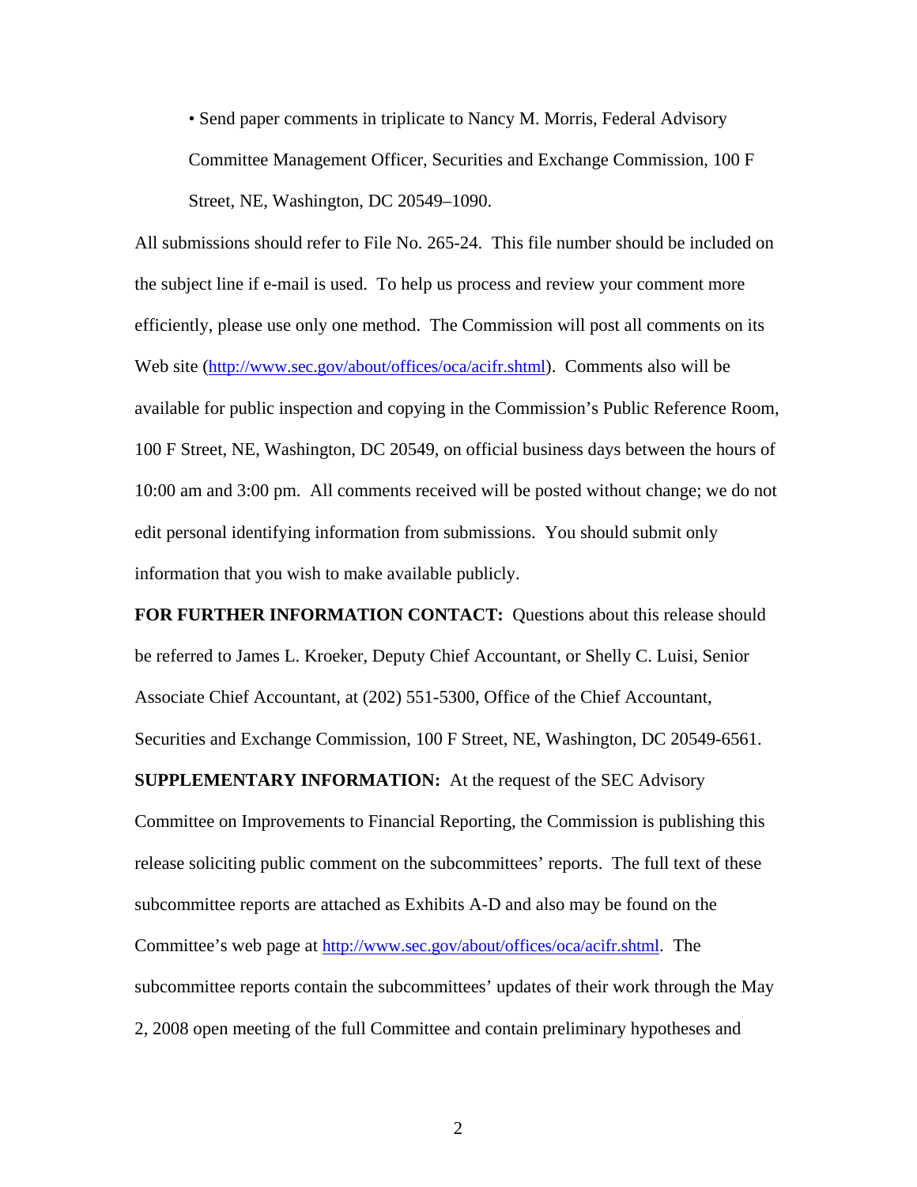- Send paper comments in triplicate to Nancy M. Morris, Federal Advisory Committee Management Officer, Securities and Exchange Commission, 100 F Street, NE, Washington, DC 20549–1090.

All submissions should refer to File No. 265-24. This file number should be included on the subject line if e-mail is used. To help us process and review your comment more efficiently, please use only one method. The Commission will post all comments on its Web site (http://www.sec.gov/about/offices/oca/acifr.shtml). Comments also will be available for public inspection and copying in the Commission's Public Reference Room, 100 F Street, NE, Washington, DC 20549, on official business days between the hours of 10:00 am and 3:00 pm. All comments received will be posted without change; we do not edit personal identifying information from submissions. You should submit only information that you wish to make available publicly.

**FOR FURTHER INFORMATION CONTACT:** Questions about this release should be referred to James L. Kroeker, Deputy Chief Accountant, or Shelly C. Luisi, Senior Associate Chief Accountant, at (202) 551-5300, Office of the Chief Accountant, Securities and Exchange Commission, 100 F Street, NE, Washington, DC 20549-6561.

**SUPPLEMENTARY INFORMATION:** At the request of the SEC Advisory Committee on Improvements to Financial Reporting, the Commission is publishing this release soliciting public comment on the subcommittees' reports. The full text of these subcommittee reports are attached as Exhibits A-D and also may be found on the Committee's web page at http://www.sec.gov/about/offices/oca/acifr.shtml. The subcommittee reports contain the subcommittees' updates of their work through the May 2, 2008 open meeting of the full Committee and contain preliminary hypotheses and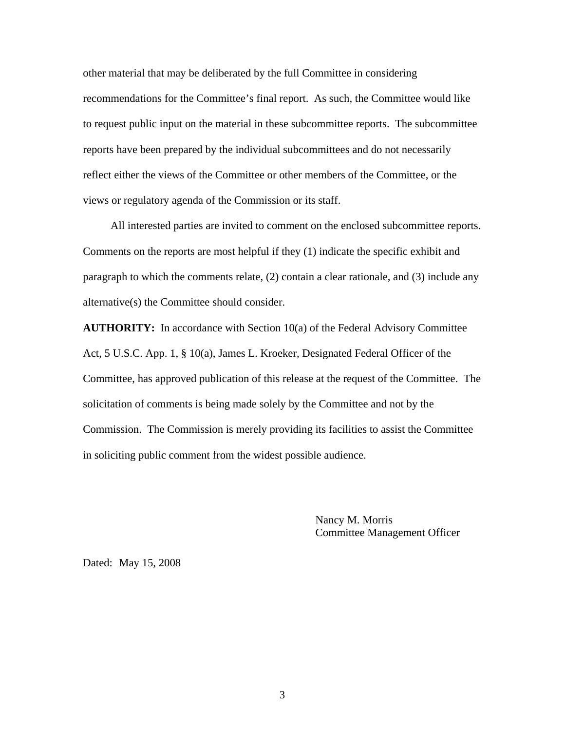other material that may be deliberated by the full Committee in considering recommendations for the Committee's final report. As such, the Committee would like to request public input on the material in these subcommittee reports. The subcommittee reports have been prepared by the individual subcommittees and do not necessarily reflect either the views of the Committee or other members of the Committee, or the views or regulatory agenda of the Commission or its staff.

All interested parties are invited to comment on the enclosed subcommittee reports. Comments on the reports are most helpful if they (1) indicate the specific exhibit and paragraph to which the comments relate, (2) contain a clear rationale, and (3) include any alternative(s) the Committee should consider.

**AUTHORITY:** In accordance with Section 10(a) of the Federal Advisory Committee Act, 5 U.S.C. App. 1, § 10(a), James L. Kroeker, Designated Federal Officer of the Committee, has approved publication of this release at the request of the Committee. The solicitation of comments is being made solely by the Committee and not by the Commission. The Commission is merely providing its facilities to assist the Committee in soliciting public comment from the widest possible audience.

Nancy M. Morris
Committee Management Officer

Dated: May 15, 2008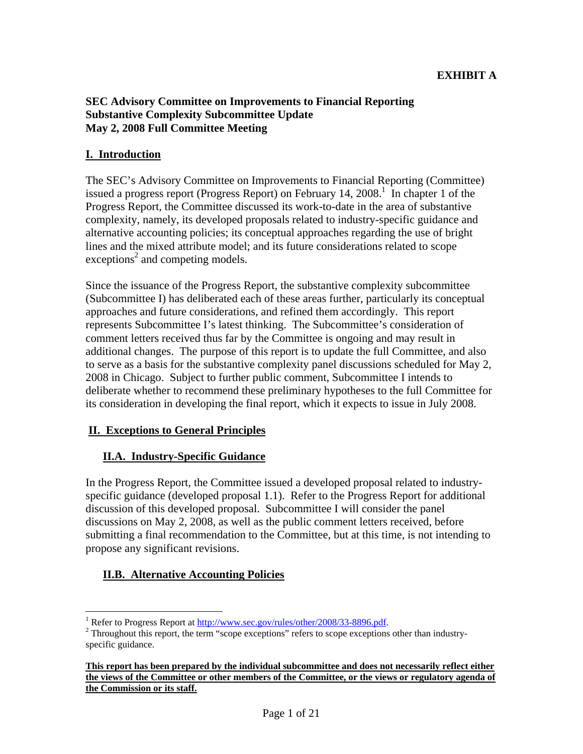**EXHIBIT A**

**SEC Advisory Committee on Improvements to Financial Reporting**
**Substantive Complexity Subcommittee Update**
**May 2, 2008 Full Committee Meeting**

## I. Introduction

The SEC's Advisory Committee on Improvements to Financial Reporting (Committee) issued a progress report (Progress Report) on February 14, 2008.[1] In chapter 1 of the Progress Report, the Committee discussed its work-to-date in the area of substantive complexity, namely, its developed proposals related to industry-specific guidance and alternative accounting policies; its conceptual approaches regarding the use of bright lines and the mixed attribute model; and its future considerations related to scope exceptions[2] and competing models.

Since the issuance of the Progress Report, the substantive complexity subcommittee (Subcommittee I) has deliberated each of these areas further, particularly its conceptual approaches and future considerations, and refined them accordingly. This report represents Subcommittee I's latest thinking. The Subcommittee's consideration of comment letters received thus far by the Committee is ongoing and may result in additional changes. The purpose of this report is to update the full Committee, and also to serve as a basis for the substantive complexity panel discussions scheduled for May 2, 2008 in Chicago. Subject to further public comment, Subcommittee I intends to deliberate whether to recommend these preliminary hypotheses to the full Committee for its consideration in developing the final report, which it expects to issue in July 2008.

## II. Exceptions to General Principles

### II.A. Industry-Specific Guidance

In the Progress Report, the Committee issued a developed proposal related to industry-specific guidance (developed proposal 1.1). Refer to the Progress Report for additional discussion of this developed proposal. Subcommittee I will consider the panel discussions on May 2, 2008, as well as the public comment letters received, before submitting a final recommendation to the Committee, but at this time, is not intending to propose any significant revisions.

### II.B. Alternative Accounting Policies

[1] Refer to Progress Report at http://www.sec.gov/rules/other/2008/33-8896.pdf.

[2] Throughout this report, the term "scope exceptions" refers to scope exceptions other than industry-specific guidance.

**This report has been prepared by the individual subcommittee and does not necessarily reflect either the views of the Committee or other members of the Committee, or the views or regulatory agenda of the Commission or its staff.**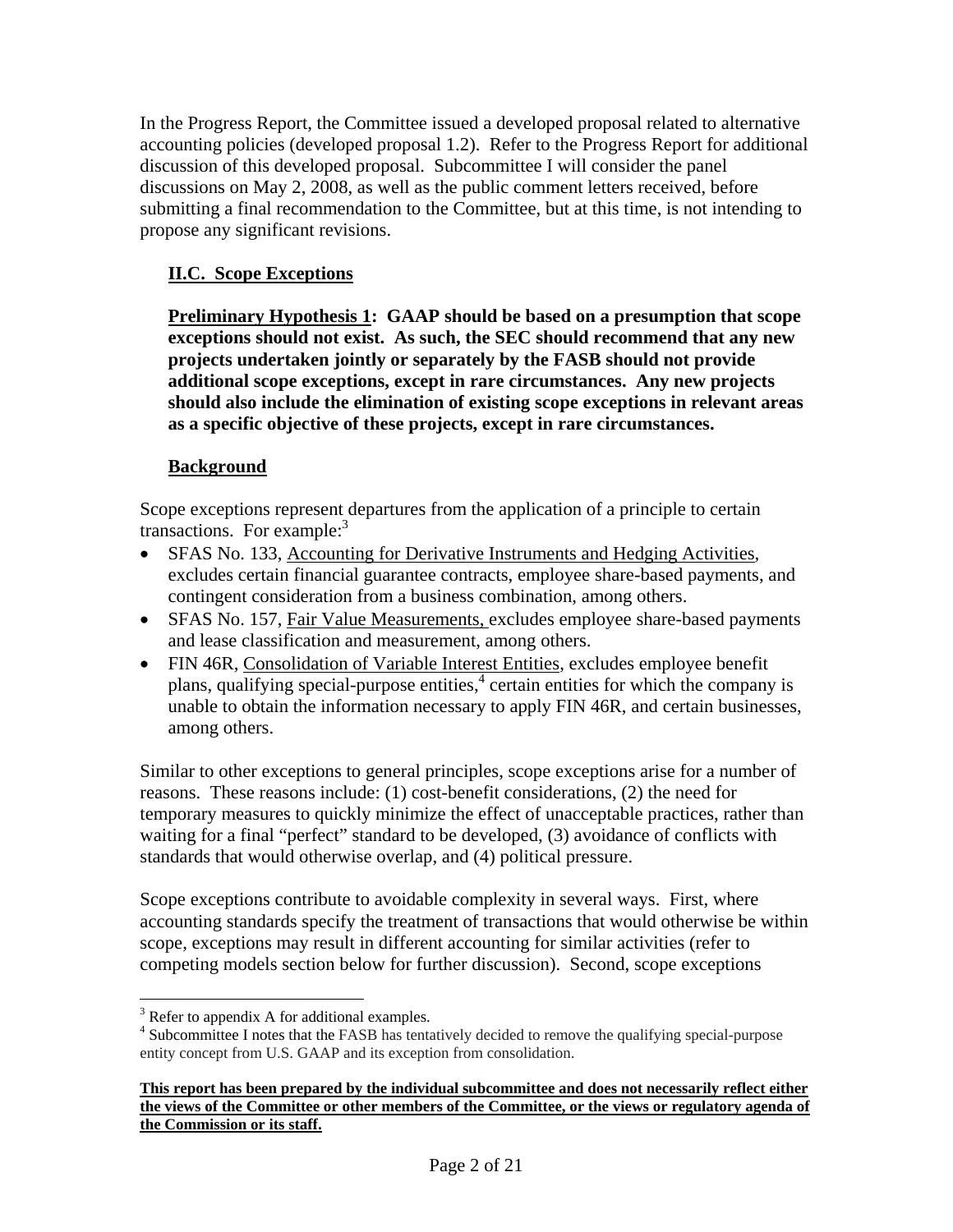In the Progress Report, the Committee issued a developed proposal related to alternative accounting policies (developed proposal 1.2). Refer to the Progress Report for additional discussion of this developed proposal. Subcommittee I will consider the panel discussions on May 2, 2008, as well as the public comment letters received, before submitting a final recommendation to the Committee, but at this time, is not intending to propose any significant revisions.

## II.C. Scope Exceptions

**<u>Preliminary Hypothesis 1</u>: GAAP should be based on a presumption that scope exceptions should not exist. As such, the SEC should recommend that any new projects undertaken jointly or separately by the FASB should not provide additional scope exceptions, except in rare circumstances. Any new projects should also include the elimination of existing scope exceptions in relevant areas as a specific objective of these projects, except in rare circumstances.**

### Background

Scope exceptions represent departures from the application of a principle to certain transactions. For example:[3]

- SFAS No. 133, <u>Accounting for Derivative Instruments and Hedging Activities</u>, excludes certain financial guarantee contracts, employee share-based payments, and contingent consideration from a business combination, among others.
- SFAS No. 157, <u>Fair Value Measurements,</u> excludes employee share-based payments and lease classification and measurement, among others.
- FIN 46R, <u>Consolidation of Variable Interest Entities</u>, excludes employee benefit plans, qualifying special-purpose entities,[4] certain entities for which the company is unable to obtain the information necessary to apply FIN 46R, and certain businesses, among others.

Similar to other exceptions to general principles, scope exceptions arise for a number of reasons. These reasons include: (1) cost-benefit considerations, (2) the need for temporary measures to quickly minimize the effect of unacceptable practices, rather than waiting for a final "perfect" standard to be developed, (3) avoidance of conflicts with standards that would otherwise overlap, and (4) political pressure.

Scope exceptions contribute to avoidable complexity in several ways. First, where accounting standards specify the treatment of transactions that would otherwise be within scope, exceptions may result in different accounting for similar activities (refer to competing models section below for further discussion). Second, scope exceptions

---

[3] Refer to appendix A for additional examples.

[4] Subcommittee I notes that the FASB has tentatively decided to remove the qualifying special-purpose entity concept from U.S. GAAP and its exception from consolidation.

**<u>This report has been prepared by the individual subcommittee and does not necessarily reflect either the views of the Committee or other members of the Committee, or the views or regulatory agenda of the Commission or its staff.</u>**